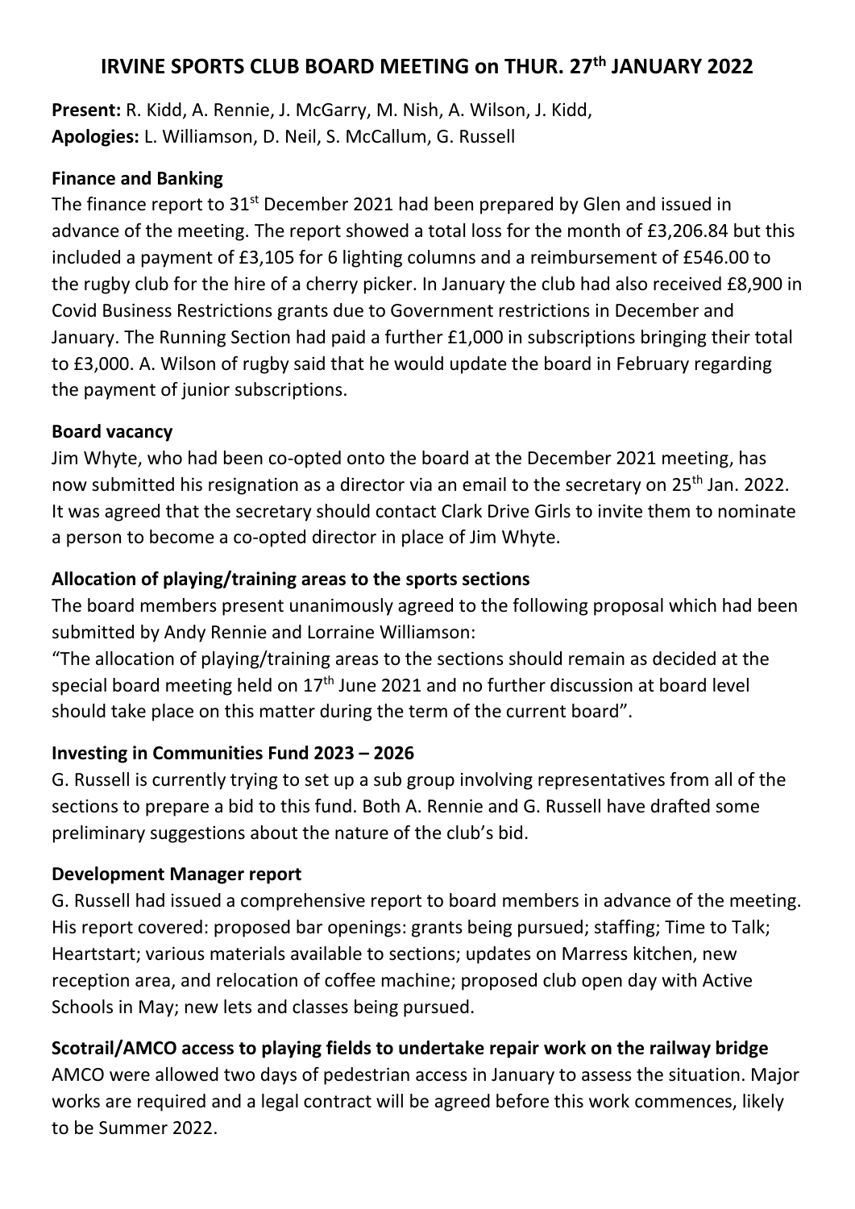# IRVINE SPORTS CLUB BOARD MEETING on THUR. 27th JANUARY 2022

**Present:** R. Kidd, A. Rennie, J. McGarry, M. Nish, A. Wilson, J. Kidd,
**Apologies:** L. Williamson, D. Neil, S. McCallum, G. Russell

## Finance and Banking

The finance report to 31st December 2021 had been prepared by Glen and issued in advance of the meeting. The report showed a total loss for the month of £3,206.84 but this included a payment of £3,105 for 6 lighting columns and a reimbursement of £546.00 to the rugby club for the hire of a cherry picker. In January the club had also received £8,900 in Covid Business Restrictions grants due to Government restrictions in December and January. The Running Section had paid a further £1,000 in subscriptions bringing their total to £3,000. A. Wilson of rugby said that he would update the board in February regarding the payment of junior subscriptions.

## Board vacancy

Jim Whyte, who had been co-opted onto the board at the December 2021 meeting, has now submitted his resignation as a director via an email to the secretary on 25th Jan. 2022. It was agreed that the secretary should contact Clark Drive Girls to invite them to nominate a person to become a co-opted director in place of Jim Whyte.

## Allocation of playing/training areas to the sports sections

The board members present unanimously agreed to the following proposal which had been submitted by Andy Rennie and Lorraine Williamson:

"The allocation of playing/training areas to the sections should remain as decided at the special board meeting held on 17th June 2021 and no further discussion at board level should take place on this matter during the term of the current board".

## Investing in Communities Fund 2023 – 2026

G. Russell is currently trying to set up a sub group involving representatives from all of the sections to prepare a bid to this fund. Both A. Rennie and G. Russell have drafted some preliminary suggestions about the nature of the club's bid.

## Development Manager report

G. Russell had issued a comprehensive report to board members in advance of the meeting. His report covered: proposed bar openings: grants being pursued; staffing; Time to Talk; Heartstart; various materials available to sections; updates on Marress kitchen, new reception area, and relocation of coffee machine; proposed club open day with Active Schools in May; new lets and classes being pursued.

## Scotrail/AMCO access to playing fields to undertake repair work on the railway bridge

AMCO were allowed two days of pedestrian access in January to assess the situation. Major works are required and a legal contract will be agreed before this work commences, likely to be Summer 2022.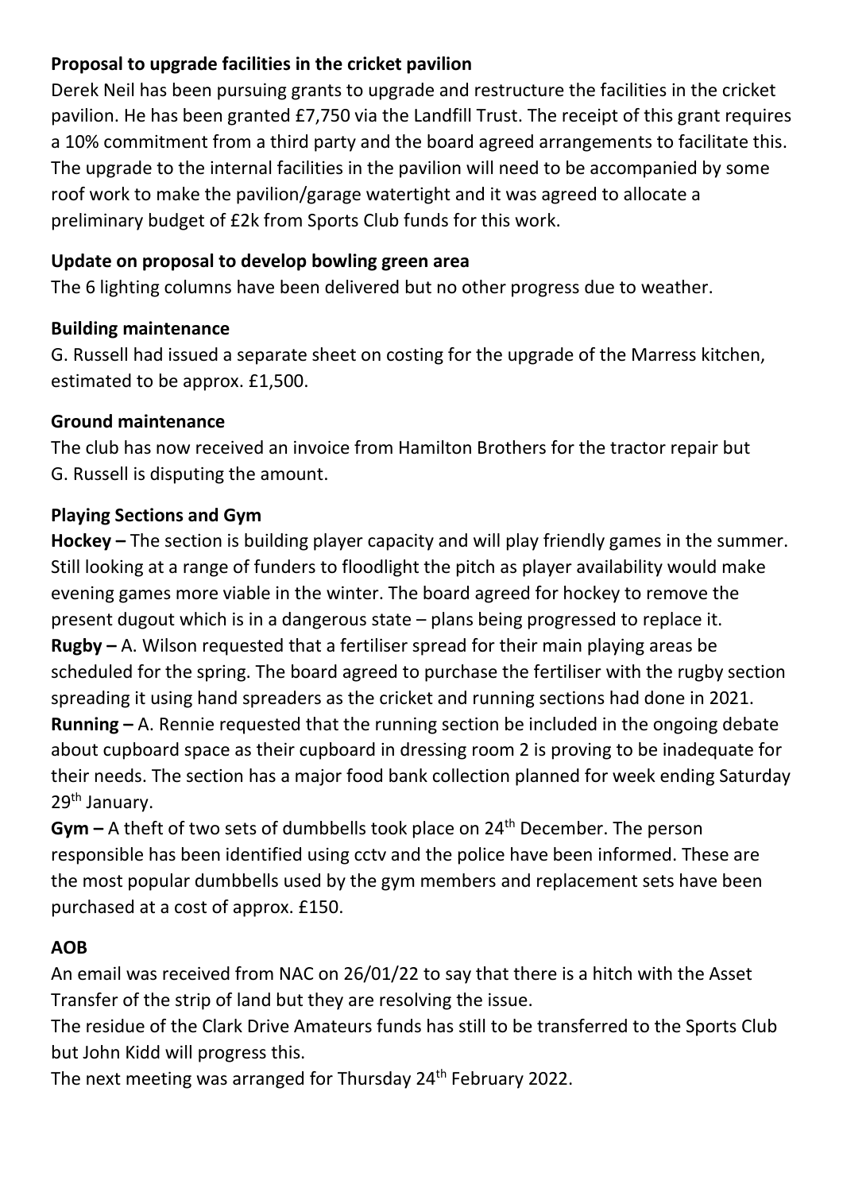**Proposal to upgrade facilities in the cricket pavilion**

Derek Neil has been pursuing grants to upgrade and restructure the facilities in the cricket pavilion. He has been granted £7,750 via the Landfill Trust. The receipt of this grant requires a 10% commitment from a third party and the board agreed arrangements to facilitate this. The upgrade to the internal facilities in the pavilion will need to be accompanied by some roof work to make the pavilion/garage watertight and it was agreed to allocate a preliminary budget of £2k from Sports Club funds for this work.

**Update on proposal to develop bowling green area**

The 6 lighting columns have been delivered but no other progress due to weather.

**Building maintenance**

G. Russell had issued a separate sheet on costing for the upgrade of the Marress kitchen, estimated to be approx. £1,500.

**Ground maintenance**

The club has now received an invoice from Hamilton Brothers for the tractor repair but G. Russell is disputing the amount.

**Playing Sections and Gym**

**Hockey –** The section is building player capacity and will play friendly games in the summer. Still looking at a range of funders to floodlight the pitch as player availability would make evening games more viable in the winter. The board agreed for hockey to remove the present dugout which is in a dangerous state – plans being progressed to replace it.

**Rugby –** A. Wilson requested that a fertiliser spread for their main playing areas be scheduled for the spring. The board agreed to purchase the fertiliser with the rugby section spreading it using hand spreaders as the cricket and running sections had done in 2021.

**Running –** A. Rennie requested that the running section be included in the ongoing debate about cupboard space as their cupboard in dressing room 2 is proving to be inadequate for their needs. The section has a major food bank collection planned for week ending Saturday 29th January.

**Gym –** A theft of two sets of dumbbells took place on 24th December. The person responsible has been identified using cctv and the police have been informed. These are the most popular dumbbells used by the gym members and replacement sets have been purchased at a cost of approx. £150.

**AOB**

An email was received from NAC on 26/01/22 to say that there is a hitch with the Asset Transfer of the strip of land but they are resolving the issue.

The residue of the Clark Drive Amateurs funds has still to be transferred to the Sports Club but John Kidd will progress this.

The next meeting was arranged for Thursday 24th February 2022.